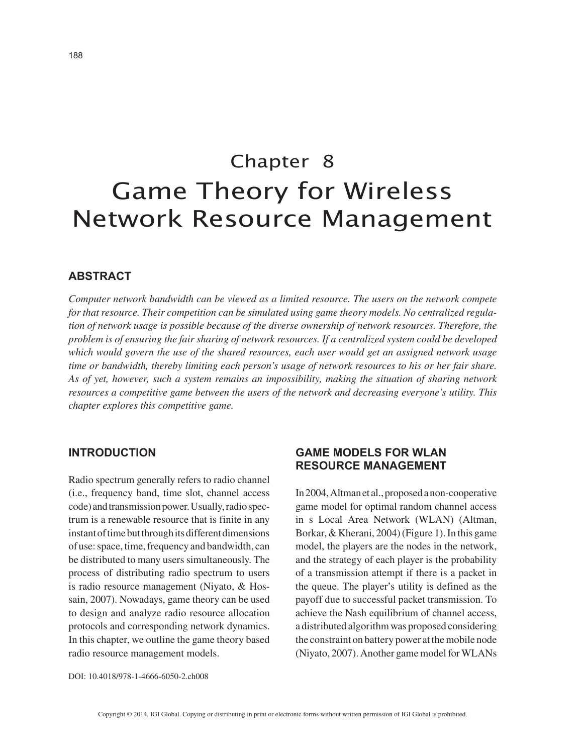# Chapter 8
# Game Theory for Wireless Network Resource Management

## ABSTRACT

*Computer network bandwidth can be viewed as a limited resource. The users on the network compete for that resource. Their competition can be simulated using game theory models. No centralized regulation of network usage is possible because of the diverse ownership of network resources. Therefore, the problem is of ensuring the fair sharing of network resources. If a centralized system could be developed which would govern the use of the shared resources, each user would get an assigned network usage time or bandwidth, thereby limiting each person's usage of network resources to his or her fair share. As of yet, however, such a system remains an impossibility, making the situation of sharing network resources a competitive game between the users of the network and decreasing everyone's utility. This chapter explores this competitive game.*

## INTRODUCTION

Radio spectrum generally refers to radio channel (i.e., frequency band, time slot, channel access code) and transmission power. Usually, radio spectrum is a renewable resource that is finite in any instant of time but through its different dimensions of use: space, time, frequency and bandwidth, can be distributed to many users simultaneously. The process of distributing radio spectrum to users is radio resource management (Niyato, & Hossain, 2007). Nowadays, game theory can be used to design and analyze radio resource allocation protocols and corresponding network dynamics. In this chapter, we outline the game theory based radio resource management models.

## GAME MODELS FOR WLAN RESOURCE MANAGEMENT

In 2004, Altman et al., proposed a non-cooperative game model for optimal random channel access in s Local Area Network (WLAN) (Altman, Borkar, & Kherani, 2004) (Figure 1). In this game model, the players are the nodes in the network, and the strategy of each player is the probability of a transmission attempt if there is a packet in the queue. The player's utility is defined as the payoff due to successful packet transmission. To achieve the Nash equilibrium of channel access, a distributed algorithm was proposed considering the constraint on battery power at the mobile node (Niyato, 2007). Another game model for WLANs

DOI: 10.4018/978-1-4666-6050-2.ch008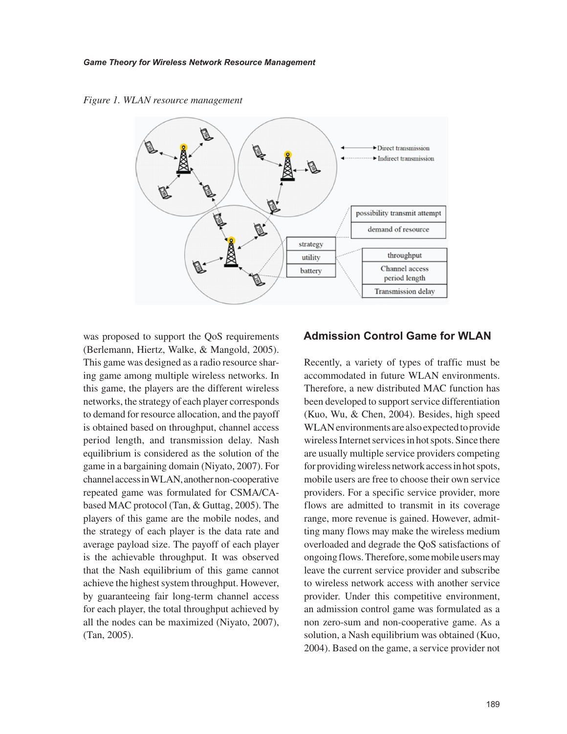*Figure 1. WLAN resource management*

Direct transmission
Indirect transmission
possibility transmit attempt
demand of resource
strategy
utility
battery
throughput
Channel access period length
Transmission delay

was proposed to support the QoS requirements (Berlemann, Hiertz, Walke, & Mangold, 2005). This game was designed as a radio resource sharing game among multiple wireless networks. In this game, the players are the different wireless networks, the strategy of each player corresponds to demand for resource allocation, and the payoff is obtained based on throughput, channel access period length, and transmission delay. Nash equilibrium is considered as the solution of the game in a bargaining domain (Niyato, 2007). For channel access in WLAN, another non-cooperative repeated game was formulated for CSMA/CA-based MAC protocol (Tan, & Guttag, 2005). The players of this game are the mobile nodes, and the strategy of each player is the data rate and average payload size. The payoff of each player is the achievable throughput. It was observed that the Nash equilibrium of this game cannot achieve the highest system throughput. However, by guaranteeing fair long-term channel access for each player, the total throughput achieved by all the nodes can be maximized (Niyato, 2007), (Tan, 2005).

## Admission Control Game for WLAN

Recently, a variety of types of traffic must be accommodated in future WLAN environments. Therefore, a new distributed MAC function has been developed to support service differentiation (Kuo, Wu, & Chen, 2004). Besides, high speed WLAN environments are also expected to provide wireless Internet services in hot spots. Since there are usually multiple service providers competing for providing wireless network access in hot spots, mobile users are free to choose their own service providers. For a specific service provider, more flows are admitted to transmit in its coverage range, more revenue is gained. However, admitting many flows may make the wireless medium overloaded and degrade the QoS satisfactions of ongoing flows. Therefore, some mobile users may leave the current service provider and subscribe to wireless network access with another service provider. Under this competitive environment, an admission control game was formulated as a non zero-sum and non-cooperative game. As a solution, a Nash equilibrium was obtained (Kuo, 2004). Based on the game, a service provider not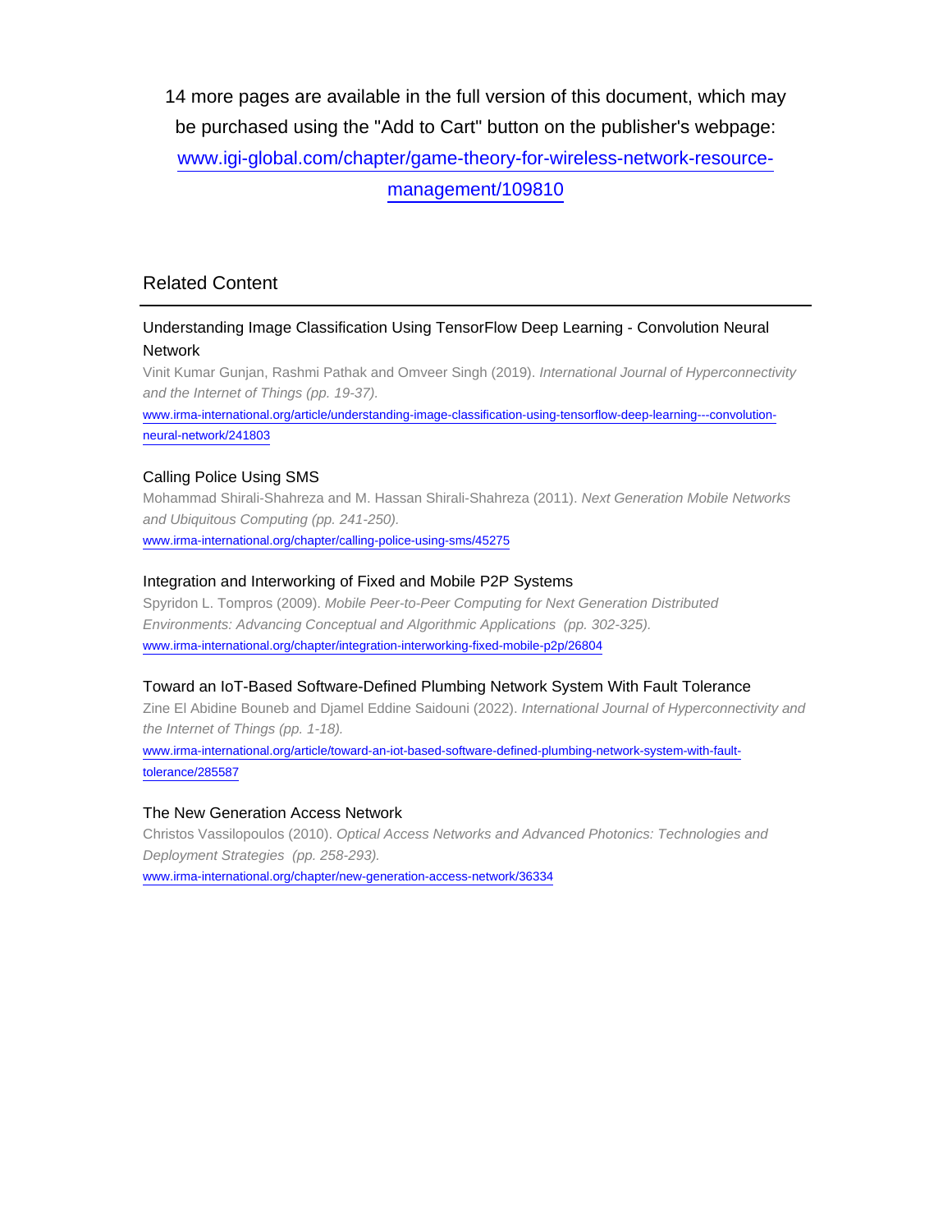14 more pages are available in the full version of this document, which may be purchased using the "Add to Cart" button on the publisher's webpage: [www.igi-global.com/chapter/game-theory-for-wireless-network-resource-management/109810](www.igi-global.com/chapter/game-theory-for-wireless-network-resource-management/109810)

## Related Content

### Understanding Image Classification Using TensorFlow Deep Learning - Convolution Neural Network

Vinit Kumar Gunjan, Rashmi Pathak and Omveer Singh (2019). *International Journal of Hyperconnectivity and the Internet of Things (pp. 19-37).*

[www.irma-international.org/article/understanding-image-classification-using-tensorflow-deep-learning---convolution-neural-network/241803](www.irma-international.org/article/understanding-image-classification-using-tensorflow-deep-learning---convolution-neural-network/241803)

### Calling Police Using SMS

Mohammad Shirali-Shahreza and M. Hassan Shirali-Shahreza (2011). *Next Generation Mobile Networks and Ubiquitous Computing (pp. 241-250).*

[www.irma-international.org/chapter/calling-police-using-sms/45275](www.irma-international.org/chapter/calling-police-using-sms/45275)

### Integration and Interworking of Fixed and Mobile P2P Systems

Spyridon L. Tompros (2009). *Mobile Peer-to-Peer Computing for Next Generation Distributed Environments: Advancing Conceptual and Algorithmic Applications (pp. 302-325).*

[www.irma-international.org/chapter/integration-interworking-fixed-mobile-p2p/26804](www.irma-international.org/chapter/integration-interworking-fixed-mobile-p2p/26804)

### Toward an IoT-Based Software-Defined Plumbing Network System With Fault Tolerance

Zine El Abidine Bouneb and Djamel Eddine Saidouni (2022). *International Journal of Hyperconnectivity and the Internet of Things (pp. 1-18).*

[www.irma-international.org/article/toward-an-iot-based-software-defined-plumbing-network-system-with-fault-tolerance/285587](www.irma-international.org/article/toward-an-iot-based-software-defined-plumbing-network-system-with-fault-tolerance/285587)

### The New Generation Access Network

Christos Vassilopoulos (2010). *Optical Access Networks and Advanced Photonics: Technologies and Deployment Strategies (pp. 258-293).*

[www.irma-international.org/chapter/new-generation-access-network/36334](www.irma-international.org/chapter/new-generation-access-network/36334)